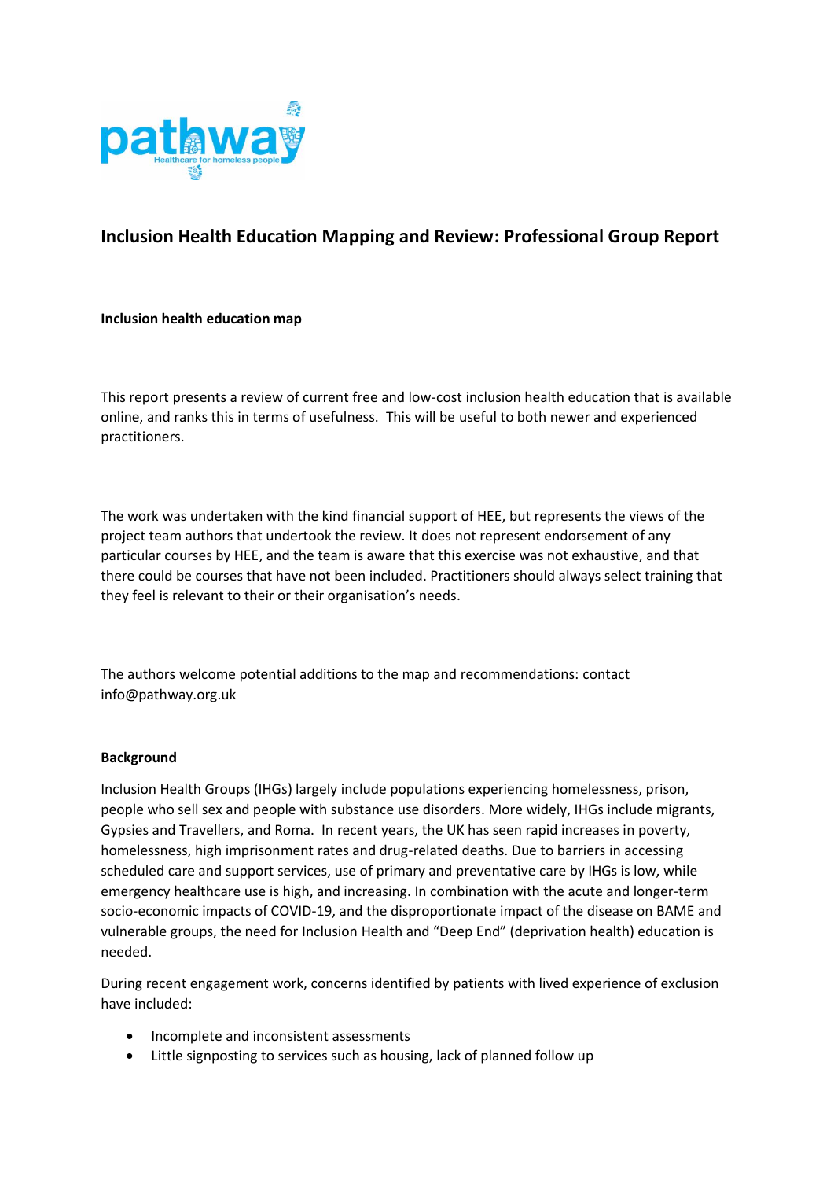# Inclusion Health Education Mapping and Review: Professional Group Report

**Inclusion health education map**

This report presents a review of current free and low-cost inclusion health education that is available online, and ranks this in terms of usefulness. This will be useful to both newer and experienced practitioners.

The work was undertaken with the kind financial support of HEE, but represents the views of the project team authors that undertook the review. It does not represent endorsement of any particular courses by HEE, and the team is aware that this exercise was not exhaustive, and that there could be courses that have not been included. Practitioners should always select training that they feel is relevant to their or their organisation's needs.

The authors welcome potential additions to the map and recommendations: contact info@pathway.org.uk

**Background**

Inclusion Health Groups (IHGs) largely include populations experiencing homelessness, prison, people who sell sex and people with substance use disorders. More widely, IHGs include migrants, Gypsies and Travellers, and Roma. In recent years, the UK has seen rapid increases in poverty, homelessness, high imprisonment rates and drug-related deaths. Due to barriers in accessing scheduled care and support services, use of primary and preventative care by IHGs is low, while emergency healthcare use is high, and increasing. In combination with the acute and longer-term socio-economic impacts of COVID-19, and the disproportionate impact of the disease on BAME and vulnerable groups, the need for Inclusion Health and "Deep End" (deprivation health) education is needed.

During recent engagement work, concerns identified by patients with lived experience of exclusion have included:

- Incomplete and inconsistent assessments
- Little signposting to services such as housing, lack of planned follow up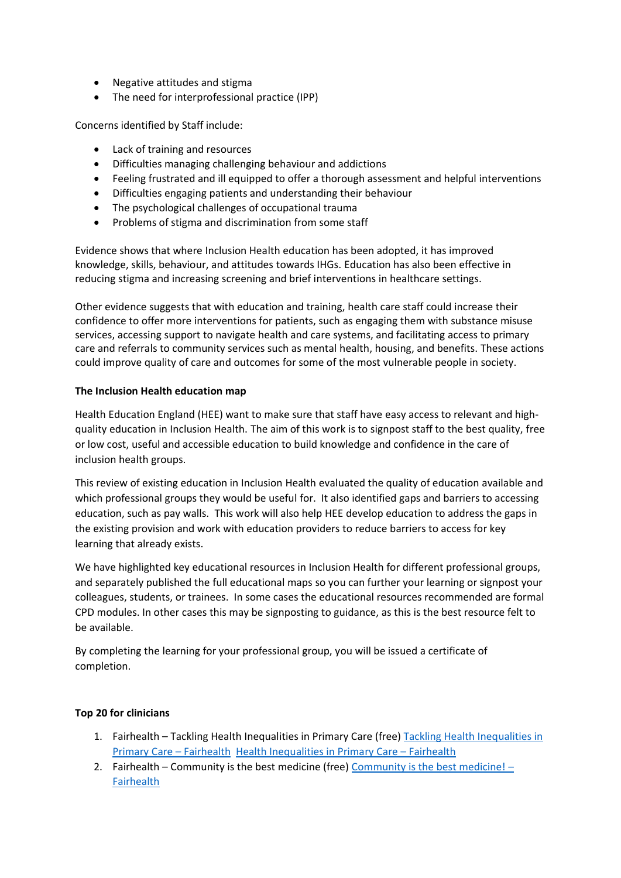- Negative attitudes and stigma
- The need for interprofessional practice (IPP)

Concerns identified by Staff include:

- Lack of training and resources
- Difficulties managing challenging behaviour and addictions
- Feeling frustrated and ill equipped to offer a thorough assessment and helpful interventions
- Difficulties engaging patients and understanding their behaviour
- The psychological challenges of occupational trauma
- Problems of stigma and discrimination from some staff

Evidence shows that where Inclusion Health education has been adopted, it has improved knowledge, skills, behaviour, and attitudes towards IHGs. Education has also been effective in reducing stigma and increasing screening and brief interventions in healthcare settings.

Other evidence suggests that with education and training, health care staff could increase their confidence to offer more interventions for patients, such as engaging them with substance misuse services, accessing support to navigate health and care systems, and facilitating access to primary care and referrals to community services such as mental health, housing, and benefits. These actions could improve quality of care and outcomes for some of the most vulnerable people in society.

**The Inclusion Health education map**

Health Education England (HEE) want to make sure that staff have easy access to relevant and high-quality education in Inclusion Health. The aim of this work is to signpost staff to the best quality, free or low cost, useful and accessible education to build knowledge and confidence in the care of inclusion health groups.

This review of existing education in Inclusion Health evaluated the quality of education available and which professional groups they would be useful for. It also identified gaps and barriers to accessing education, such as pay walls. This work will also help HEE develop education to address the gaps in the existing provision and work with education providers to reduce barriers to access for key learning that already exists.

We have highlighted key educational resources in Inclusion Health for different professional groups, and separately published the full educational maps so you can further your learning or signpost your colleagues, students, or trainees. In some cases the educational resources recommended are formal CPD modules. In other cases this may be signposting to guidance, as this is the best resource felt to be available.

By completing the learning for your professional group, you will be issued a certificate of completion.

**Top 20 for clinicians**

1. Fairhealth – Tackling Health Inequalities in Primary Care (free) Tackling Health Inequalities in Primary Care – Fairhealth Health Inequalities in Primary Care – Fairhealth
2. Fairhealth – Community is the best medicine (free) Community is the best medicine! – Fairhealth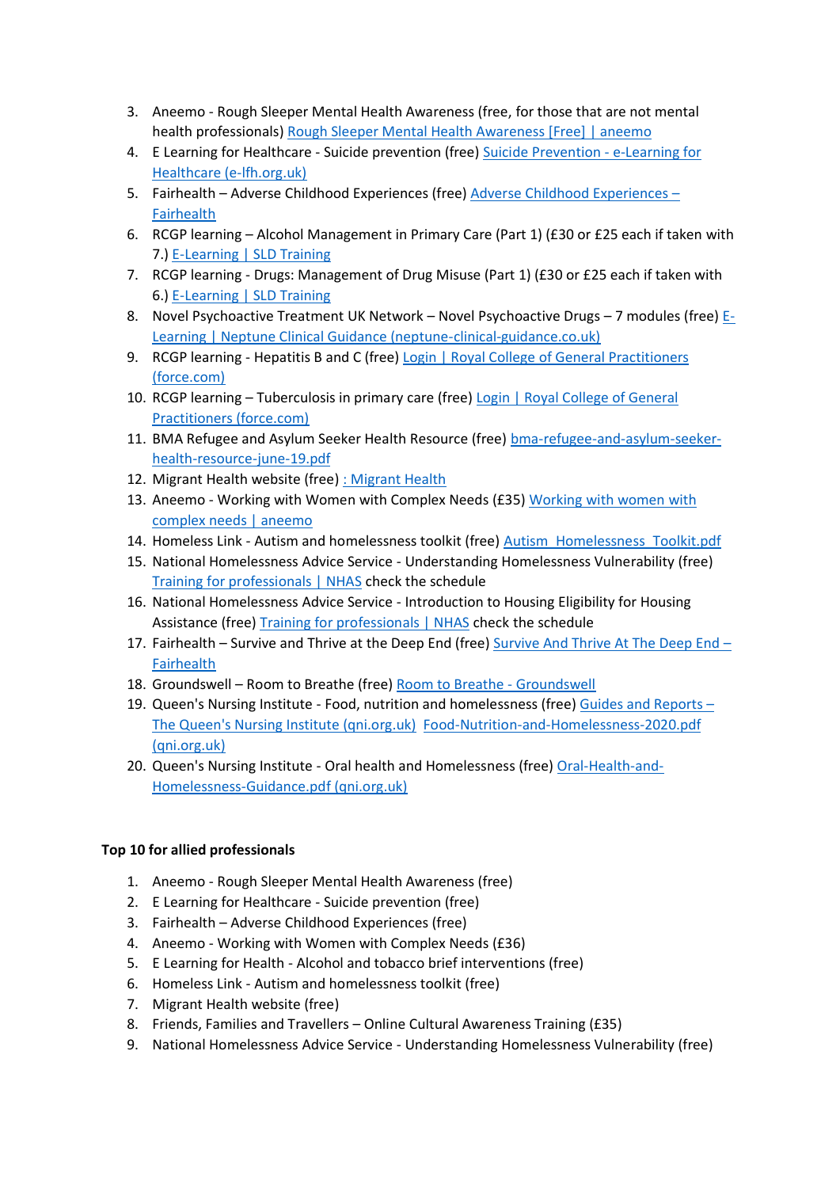3. Aneemo - Rough Sleeper Mental Health Awareness (free, for those that are not mental health professionals) Rough Sleeper Mental Health Awareness [Free] | aneemo
4. E Learning for Healthcare - Suicide prevention (free) Suicide Prevention - e-Learning for Healthcare (e-lfh.org.uk)
5. Fairhealth – Adverse Childhood Experiences (free) Adverse Childhood Experiences – Fairhealth
6. RCGP learning – Alcohol Management in Primary Care (Part 1) (£30 or £25 each if taken with 7.) E-Learning | SLD Training
7. RCGP learning - Drugs: Management of Drug Misuse (Part 1) (£30 or £25 each if taken with 6.) E-Learning | SLD Training
8. Novel Psychoactive Treatment UK Network – Novel Psychoactive Drugs – 7 modules (free) E-Learning | Neptune Clinical Guidance (neptune-clinical-guidance.co.uk)
9. RCGP learning - Hepatitis B and C (free) Login | Royal College of General Practitioners (force.com)
10. RCGP learning – Tuberculosis in primary care (free) Login | Royal College of General Practitioners (force.com)
11. BMA Refugee and Asylum Seeker Health Resource (free) bma-refugee-and-asylum-seeker-health-resource-june-19.pdf
12. Migrant Health website (free) : Migrant Health
13. Aneemo - Working with Women with Complex Needs (£35) Working with women with complex needs | aneemo
14. Homeless Link - Autism and homelessness toolkit (free) Autism_Homelessness_Toolkit.pdf
15. National Homelessness Advice Service - Understanding Homelessness Vulnerability (free) Training for professionals | NHAS check the schedule
16. National Homelessness Advice Service - Introduction to Housing Eligibility for Housing Assistance (free) Training for professionals | NHAS check the schedule
17. Fairhealth – Survive and Thrive at the Deep End (free) Survive And Thrive At The Deep End – Fairhealth
18. Groundswell – Room to Breathe (free) Room to Breathe - Groundswell
19. Queen's Nursing Institute - Food, nutrition and homelessness (free) Guides and Reports – The Queen's Nursing Institute (qni.org.uk) Food-Nutrition-and-Homelessness-2020.pdf (qni.org.uk)
20. Queen's Nursing Institute - Oral health and Homelessness (free) Oral-Health-and-Homelessness-Guidance.pdf (qni.org.uk)

**Top 10 for allied professionals**

1. Aneemo - Rough Sleeper Mental Health Awareness (free)
2. E Learning for Healthcare - Suicide prevention (free)
3. Fairhealth – Adverse Childhood Experiences (free)
4. Aneemo - Working with Women with Complex Needs (£36)
5. E Learning for Health - Alcohol and tobacco brief interventions (free)
6. Homeless Link - Autism and homelessness toolkit (free)
7. Migrant Health website (free)
8. Friends, Families and Travellers – Online Cultural Awareness Training (£35)
9. National Homelessness Advice Service - Understanding Homelessness Vulnerability (free)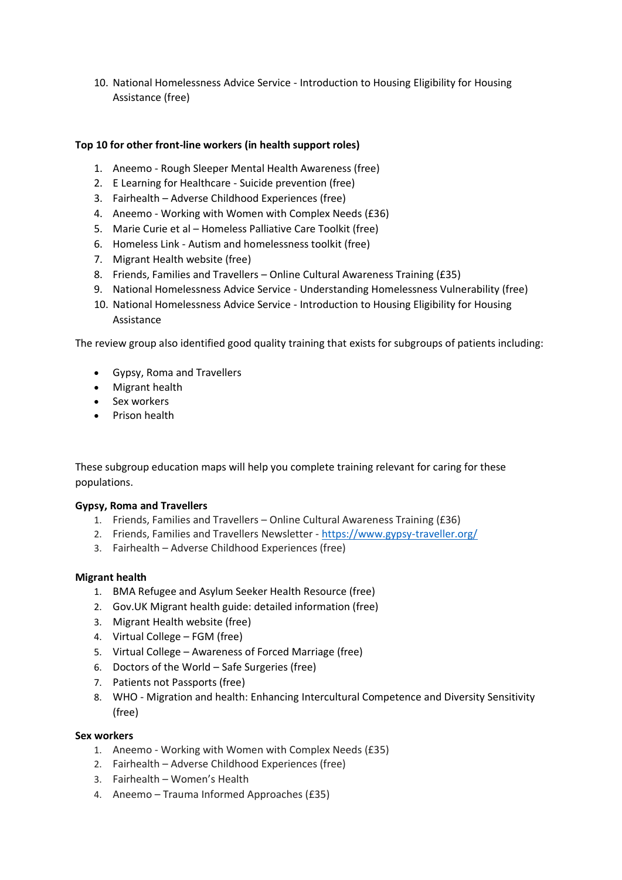10. National Homelessness Advice Service - Introduction to Housing Eligibility for Housing Assistance (free)

**Top 10 for other front-line workers (in health support roles)**

1. Aneemo - Rough Sleeper Mental Health Awareness (free)
2. E Learning for Healthcare - Suicide prevention (free)
3. Fairhealth – Adverse Childhood Experiences (free)
4. Aneemo - Working with Women with Complex Needs (£36)
5. Marie Curie et al – Homeless Palliative Care Toolkit (free)
6. Homeless Link - Autism and homelessness toolkit (free)
7. Migrant Health website (free)
8. Friends, Families and Travellers – Online Cultural Awareness Training (£35)
9. National Homelessness Advice Service - Understanding Homelessness Vulnerability (free)
10. National Homelessness Advice Service - Introduction to Housing Eligibility for Housing Assistance

The review group also identified good quality training that exists for subgroups of patients including:

- Gypsy, Roma and Travellers
- Migrant health
- Sex workers
- Prison health

These subgroup education maps will help you complete training relevant for caring for these populations.

**Gypsy, Roma and Travellers**

1. Friends, Families and Travellers – Online Cultural Awareness Training (£36)
2. Friends, Families and Travellers Newsletter - https://www.gypsy-traveller.org/
3. Fairhealth – Adverse Childhood Experiences (free)

**Migrant health**

1. BMA Refugee and Asylum Seeker Health Resource (free)
2. Gov.UK Migrant health guide: detailed information (free)
3. Migrant Health website (free)
4. Virtual College – FGM (free)
5. Virtual College – Awareness of Forced Marriage (free)
6. Doctors of the World – Safe Surgeries (free)
7. Patients not Passports (free)
8. WHO - Migration and health: Enhancing Intercultural Competence and Diversity Sensitivity (free)

**Sex workers**

1. Aneemo - Working with Women with Complex Needs (£35)
2. Fairhealth – Adverse Childhood Experiences (free)
3. Fairhealth – Women's Health
4. Aneemo – Trauma Informed Approaches (£35)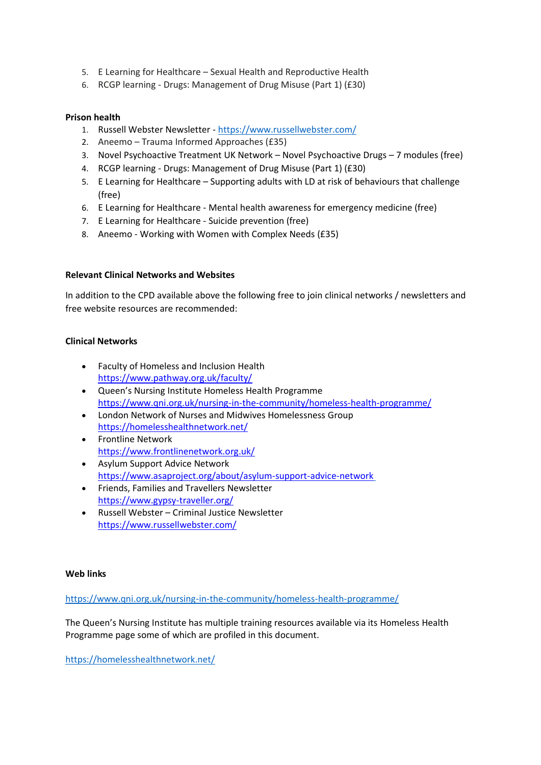5. E Learning for Healthcare – Sexual Health and Reproductive Health
6. RCGP learning - Drugs: Management of Drug Misuse (Part 1) (£30)

**Prison health**

1. Russell Webster Newsletter - https://www.russellwebster.com/
2. Aneemo – Trauma Informed Approaches (£35)
3. Novel Psychoactive Treatment UK Network – Novel Psychoactive Drugs – 7 modules (free)
4. RCGP learning - Drugs: Management of Drug Misuse (Part 1) (£30)
5. E Learning for Healthcare – Supporting adults with LD at risk of behaviours that challenge (free)
6. E Learning for Healthcare - Mental health awareness for emergency medicine (free)
7. E Learning for Healthcare - Suicide prevention (free)
8. Aneemo - Working with Women with Complex Needs (£35)

**Relevant Clinical Networks and Websites**

In addition to the CPD available above the following free to join clinical networks / newsletters and free website resources are recommended:

**Clinical Networks**

- Faculty of Homeless and Inclusion Health
  https://www.pathway.org.uk/faculty/
- Queen's Nursing Institute Homeless Health Programme
  https://www.qni.org.uk/nursing-in-the-community/homeless-health-programme/
- London Network of Nurses and Midwives Homelessness Group
  https://homelesshealthnetwork.net/
- Frontline Network
  https://www.frontlinenetwork.org.uk/
- Asylum Support Advice Network
  https://www.asaproject.org/about/asylum-support-advice-network
- Friends, Families and Travellers Newsletter
  https://www.gypsy-traveller.org/
- Russell Webster – Criminal Justice Newsletter
  https://www.russellwebster.com/

**Web links**

https://www.qni.org.uk/nursing-in-the-community/homeless-health-programme/

The Queen's Nursing Institute has multiple training resources available via its Homeless Health Programme page some of which are profiled in this document.

https://homelesshealthnetwork.net/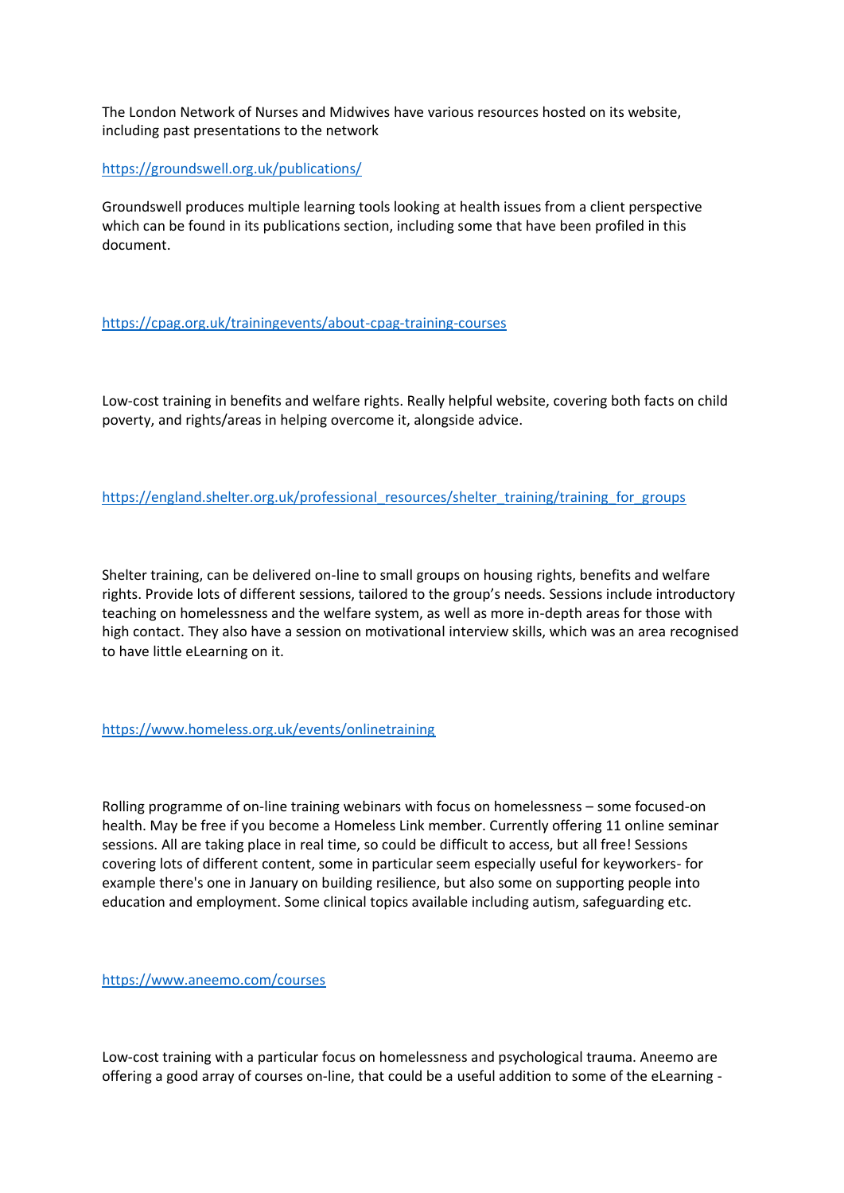The London Network of Nurses and Midwives have various resources hosted on its website, including past presentations to the network

https://groundswell.org.uk/publications/

Groundswell produces multiple learning tools looking at health issues from a client perspective which can be found in its publications section, including some that have been profiled in this document.

https://cpag.org.uk/trainingevents/about-cpag-training-courses

Low-cost training in benefits and welfare rights. Really helpful website, covering both facts on child poverty, and rights/areas in helping overcome it, alongside advice.

https://england.shelter.org.uk/professional_resources/shelter_training/training_for_groups

Shelter training, can be delivered on-line to small groups on housing rights, benefits and welfare rights. Provide lots of different sessions, tailored to the group's needs. Sessions include introductory teaching on homelessness and the welfare system, as well as more in-depth areas for those with high contact. They also have a session on motivational interview skills, which was an area recognised to have little eLearning on it.

https://www.homeless.org.uk/events/onlinetraining

Rolling programme of on-line training webinars with focus on homelessness – some focused-on health. May be free if you become a Homeless Link member. Currently offering 11 online seminar sessions. All are taking place in real time, so could be difficult to access, but all free! Sessions covering lots of different content, some in particular seem especially useful for keyworkers- for example there's one in January on building resilience, but also some on supporting people into education and employment. Some clinical topics available including autism, safeguarding etc.

https://www.aneemo.com/courses

Low-cost training with a particular focus on homelessness and psychological trauma. Aneemo are offering a good array of courses on-line, that could be a useful addition to some of the eLearning -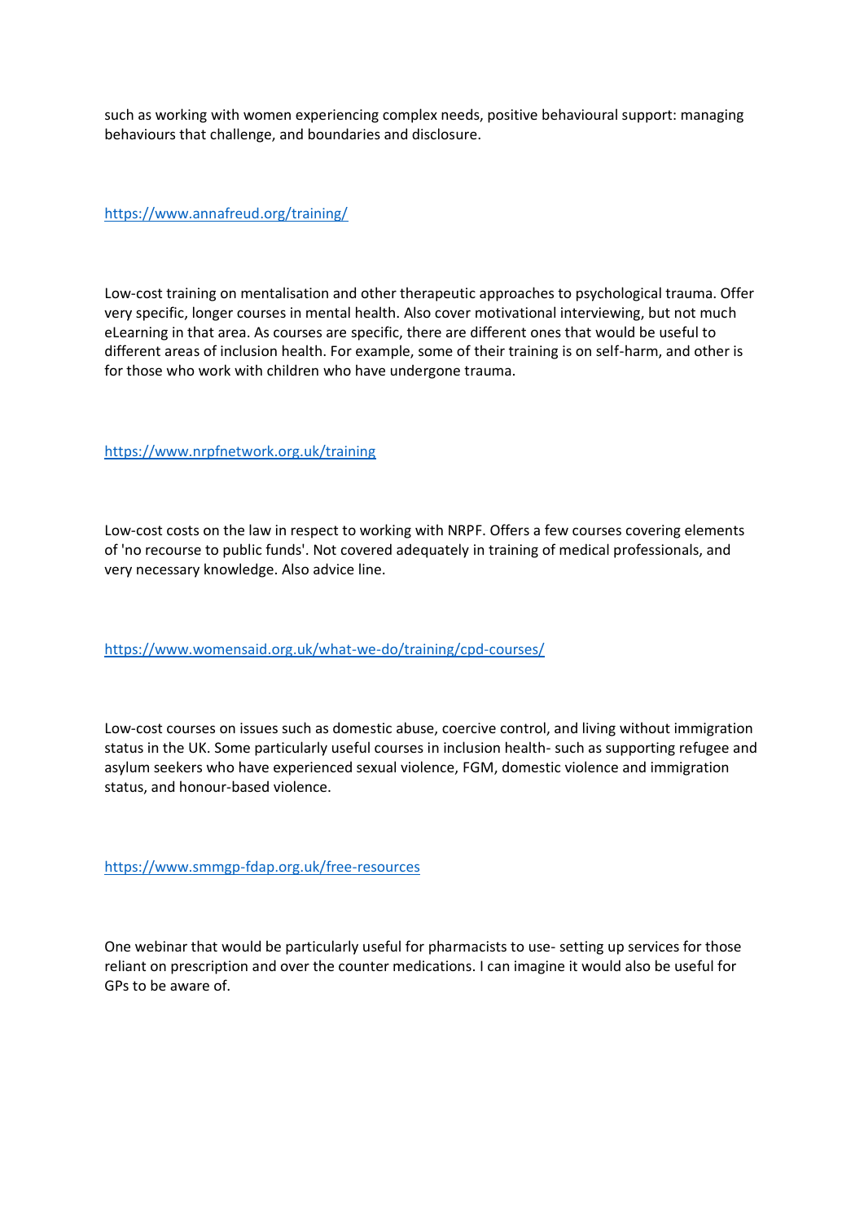such as working with women experiencing complex needs, positive behavioural support: managing behaviours that challenge, and boundaries and disclosure.

https://www.annafreud.org/training/

Low-cost training on mentalisation and other therapeutic approaches to psychological trauma. Offer very specific, longer courses in mental health. Also cover motivational interviewing, but not much eLearning in that area. As courses are specific, there are different ones that would be useful to different areas of inclusion health. For example, some of their training is on self-harm, and other is for those who work with children who have undergone trauma.

https://www.nrpfnetwork.org.uk/training

Low-cost costs on the law in respect to working with NRPF. Offers a few courses covering elements of 'no recourse to public funds'. Not covered adequately in training of medical professionals, and very necessary knowledge. Also advice line.

https://www.womensaid.org.uk/what-we-do/training/cpd-courses/

Low-cost courses on issues such as domestic abuse, coercive control, and living without immigration status in the UK. Some particularly useful courses in inclusion health- such as supporting refugee and asylum seekers who have experienced sexual violence, FGM, domestic violence and immigration status, and honour-based violence.

https://www.smmgp-fdap.org.uk/free-resources

One webinar that would be particularly useful for pharmacists to use- setting up services for those reliant on prescription and over the counter medications. I can imagine it would also be useful for GPs to be aware of.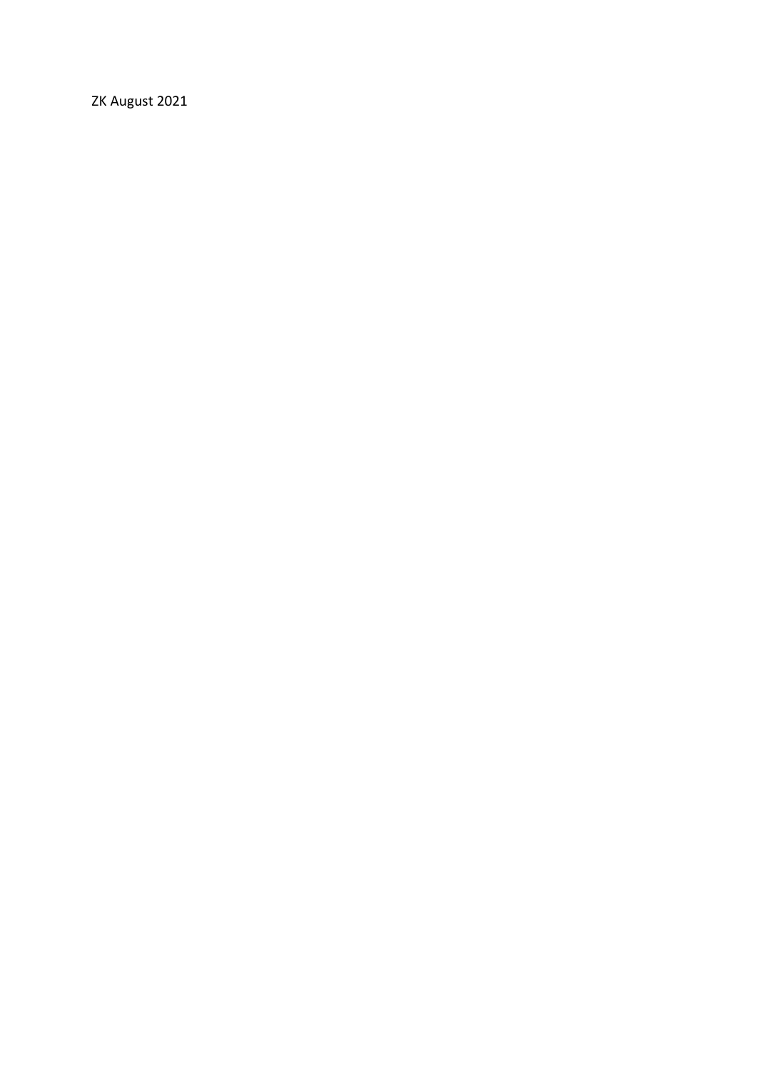ZK August 2021